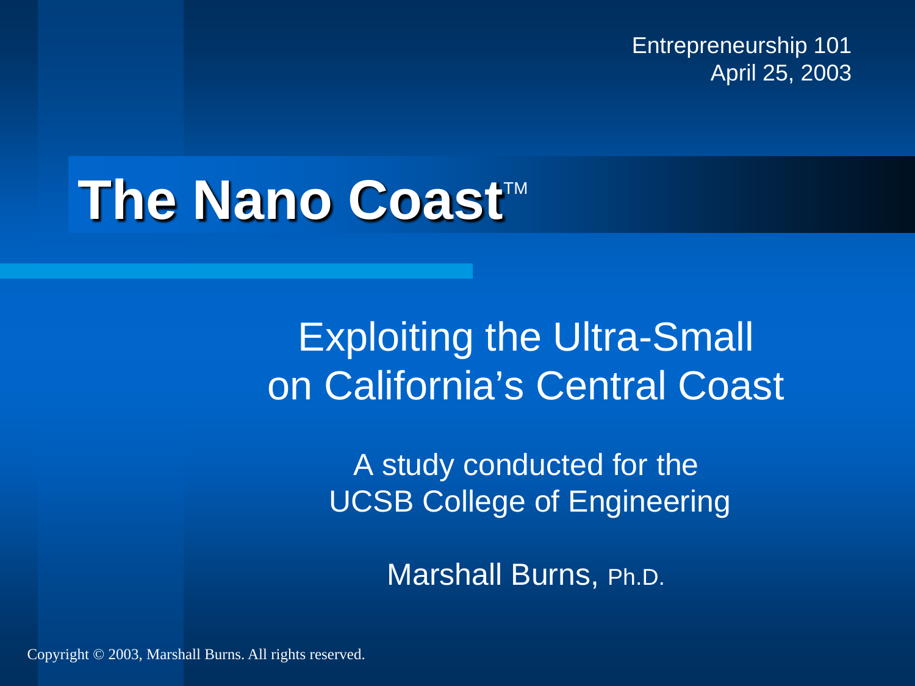Entrepreneurship 101
April 25, 2003

# The Nano Coast™

## Exploiting the Ultra-Small on California's Central Coast

A study conducted for the UCSB College of Engineering

Marshall Burns, Ph.D.

Copyright © 2003, Marshall Burns. All rights reserved.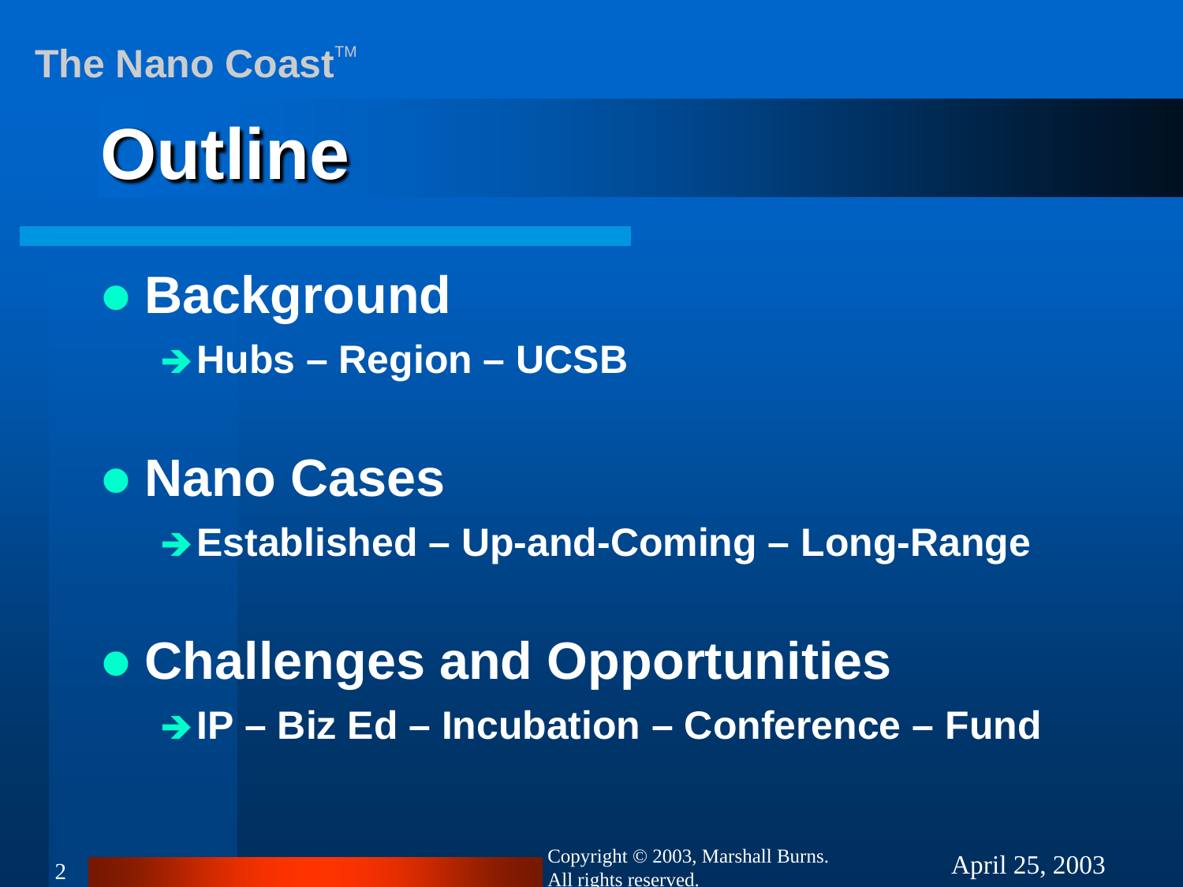# Outline

- **Background**
  - ➔ **Hubs – Region – UCSB**
- **Nano Cases**
  - ➔ **Established – Up-and-Coming – Long-Range**
- **Challenges and Opportunities**
  - ➔ **IP – Biz Ed – Incubation – Conference – Fund**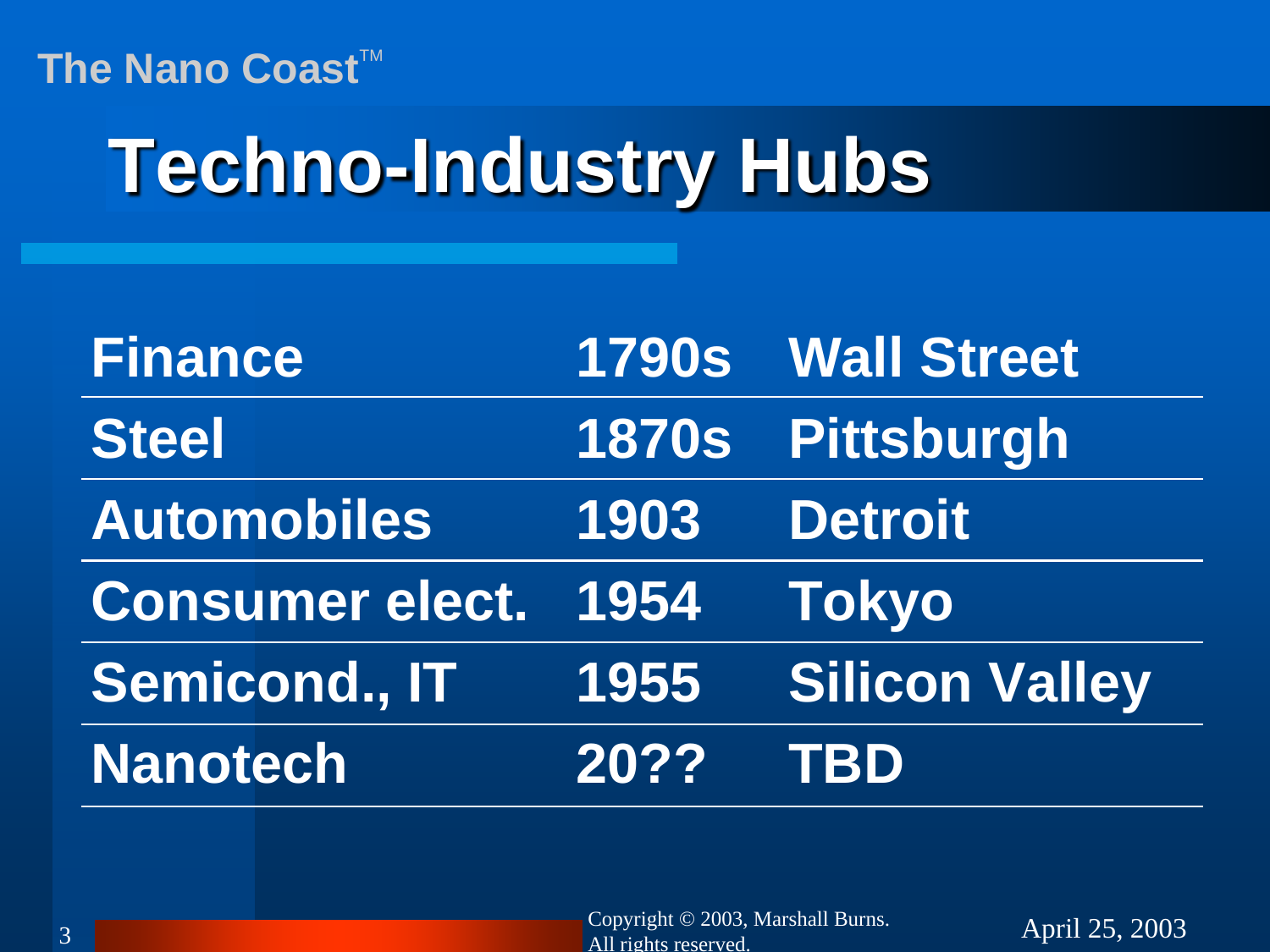# Techno-Industry Hubs

| | | |
|---|---|---|
| Finance | 1790s | Wall Street |
| Steel | 1870s | Pittsburgh |
| Automobiles | 1903 | Detroit |
| Consumer elect. | 1954 | Tokyo |
| Semicond., IT | 1955 | Silicon Valley |
| Nanotech | 20?? | TBD |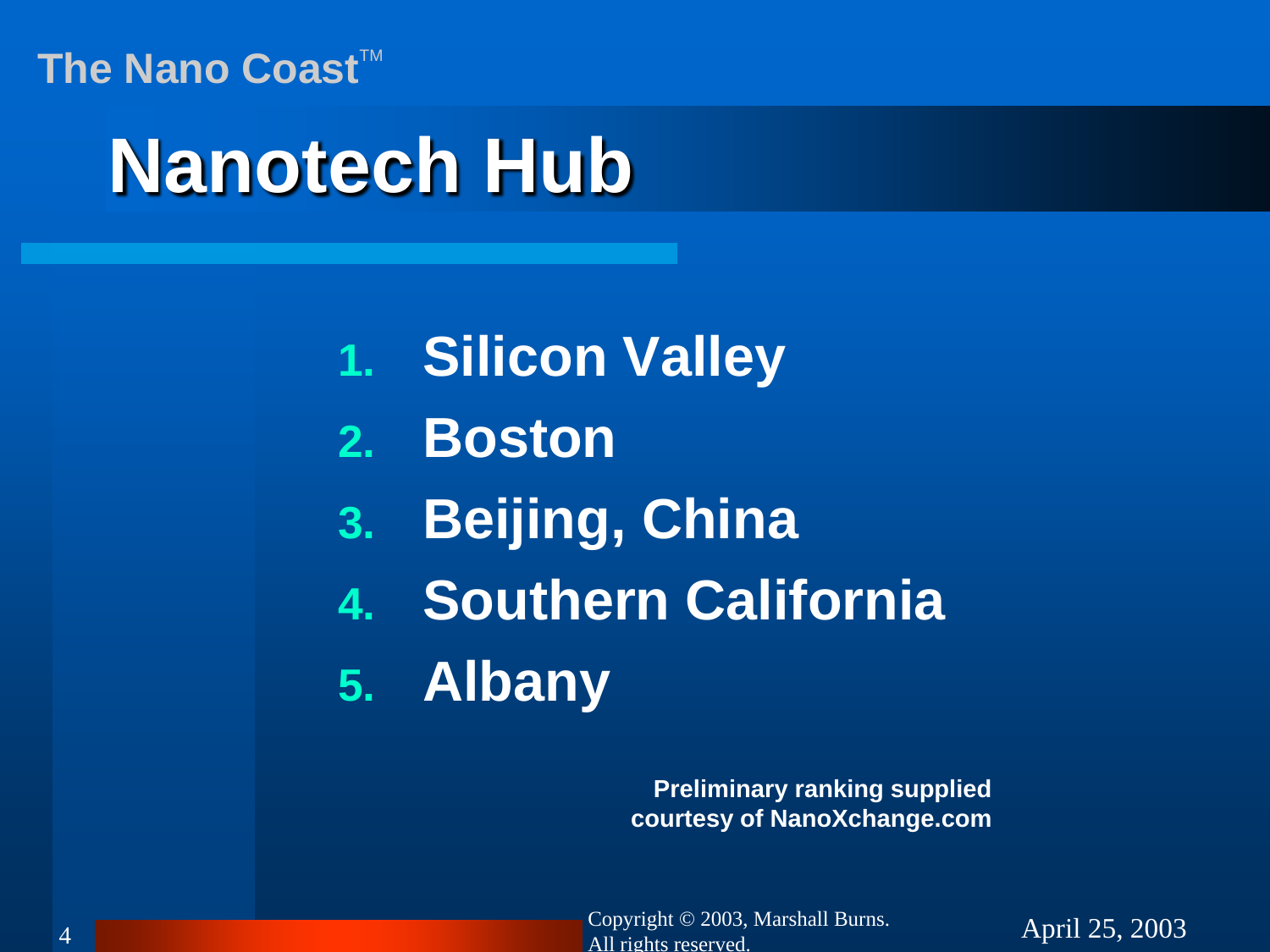# Nanotech Hub

1. **Silicon Valley**
2. **Boston**
3. **Beijing, China**
4. **Southern California**
5. **Albany**

**Preliminary ranking supplied courtesy of NanoXchange.com**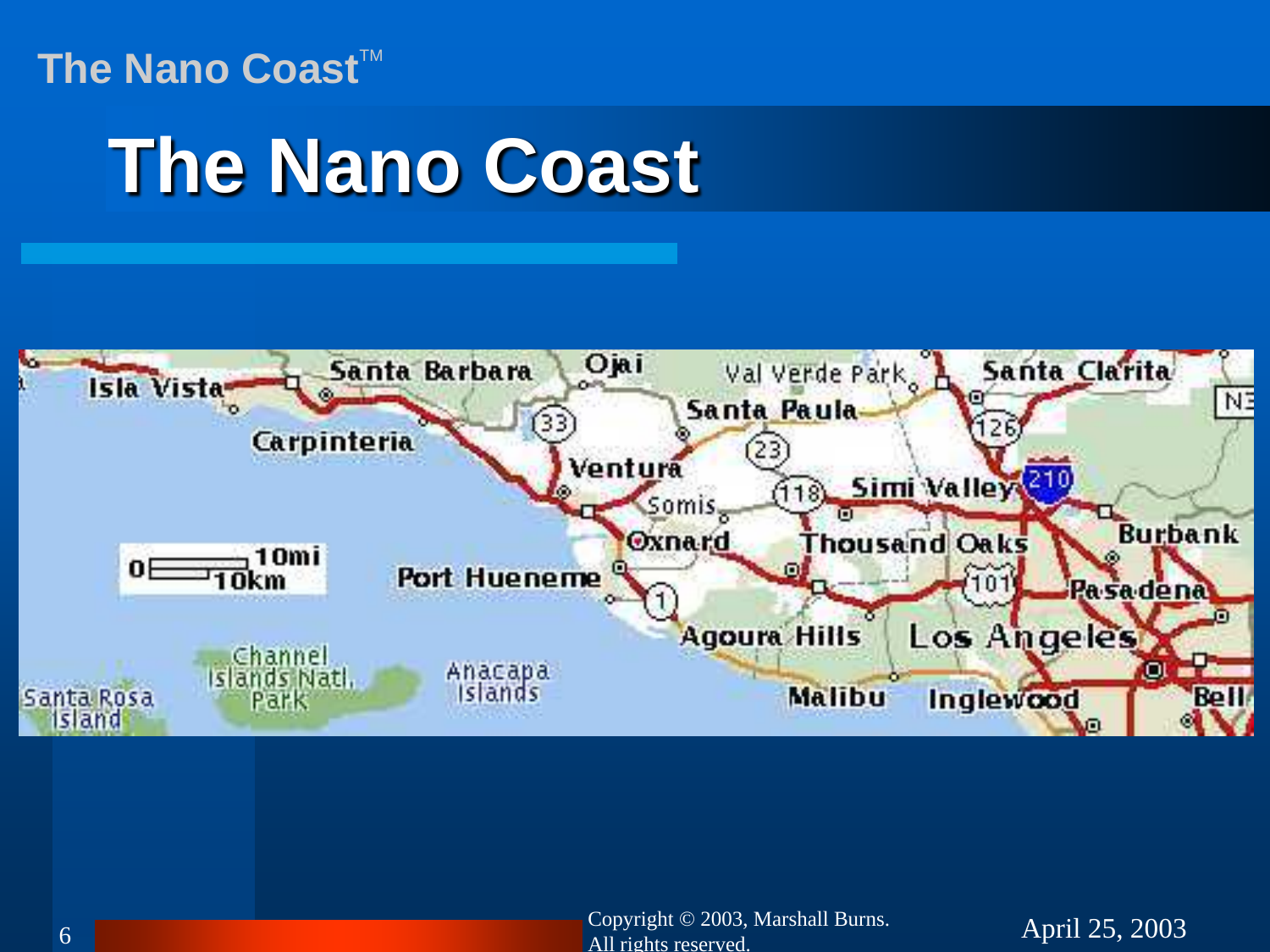# The Nano Coast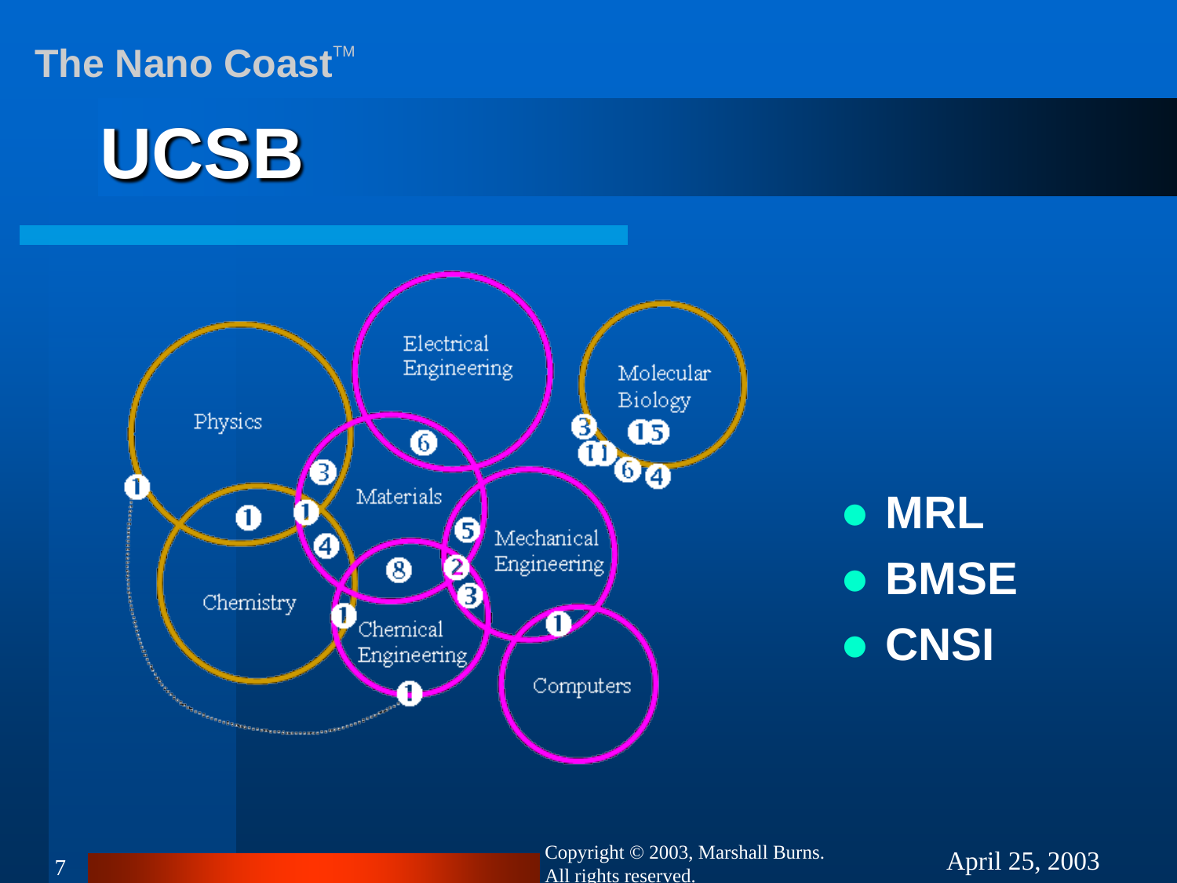# UCSB

- MRL
- BMSE
- CNSI

Physics · Electrical Engineering · Molecular Biology · Materials · Mechanical Engineering · Chemistry · Chemical Engineering · Computers

Copyright © 2003, Marshall Burns. All rights reserved.

April 25, 2003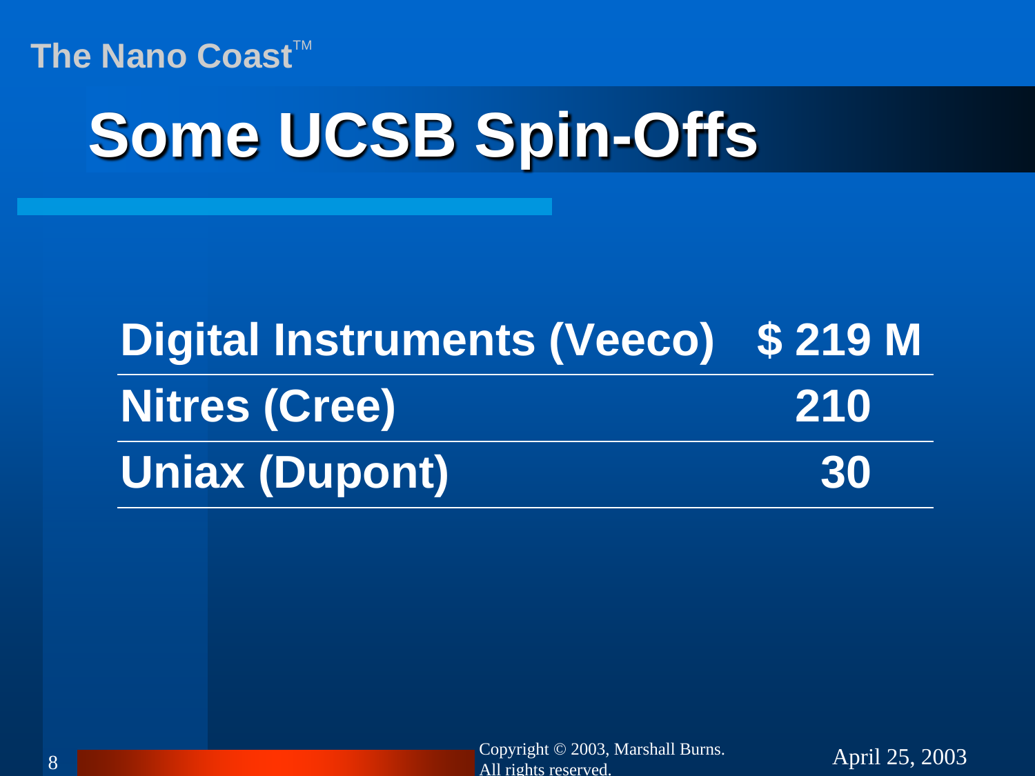# Some UCSB Spin-Offs

| Company | Value |
|---|---|
| Digital Instruments (Veeco) | $ 219 M |
| Nitres (Cree) | 210 |
| Uniax (Dupont) | 30 |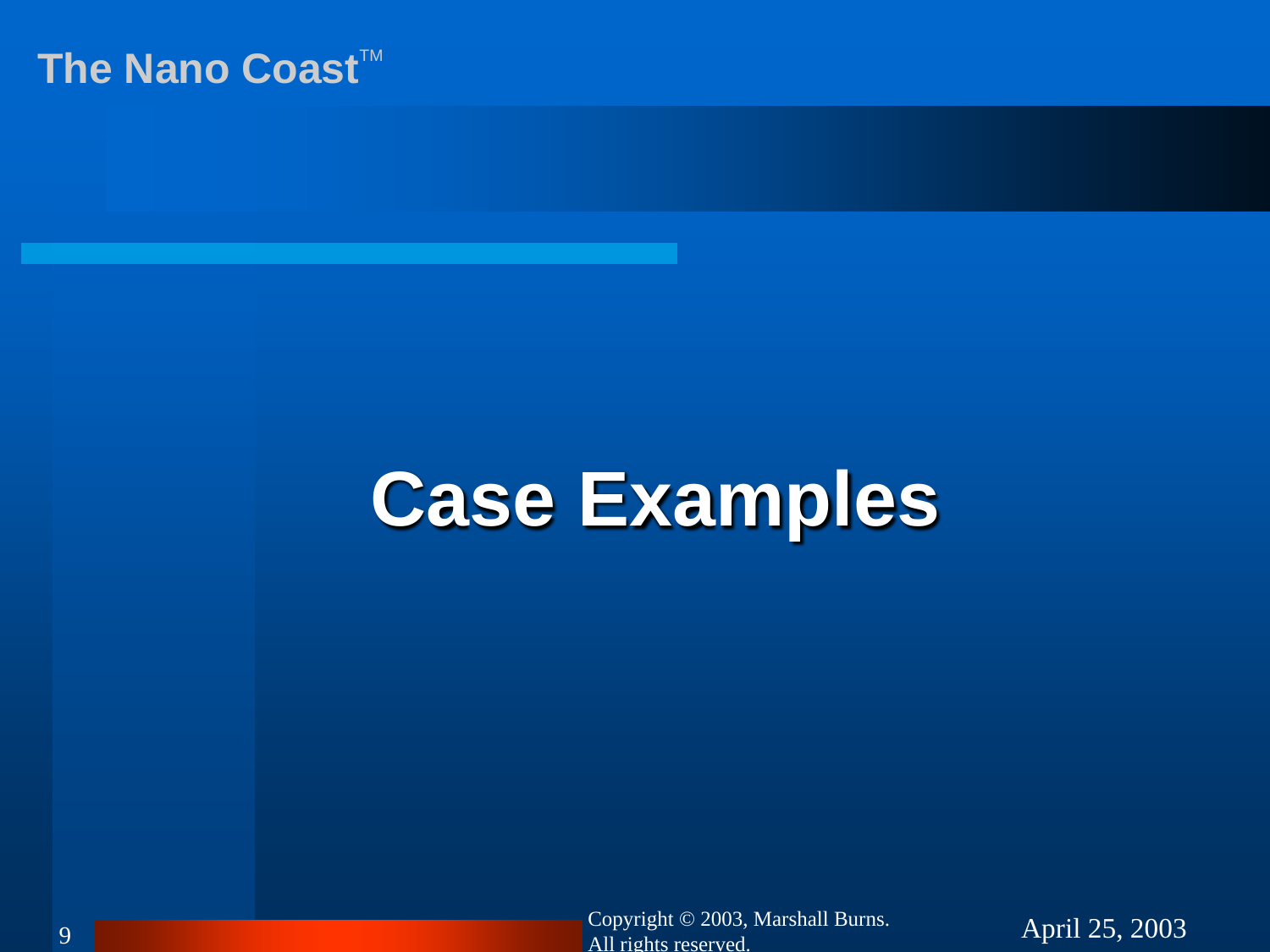# Case Examples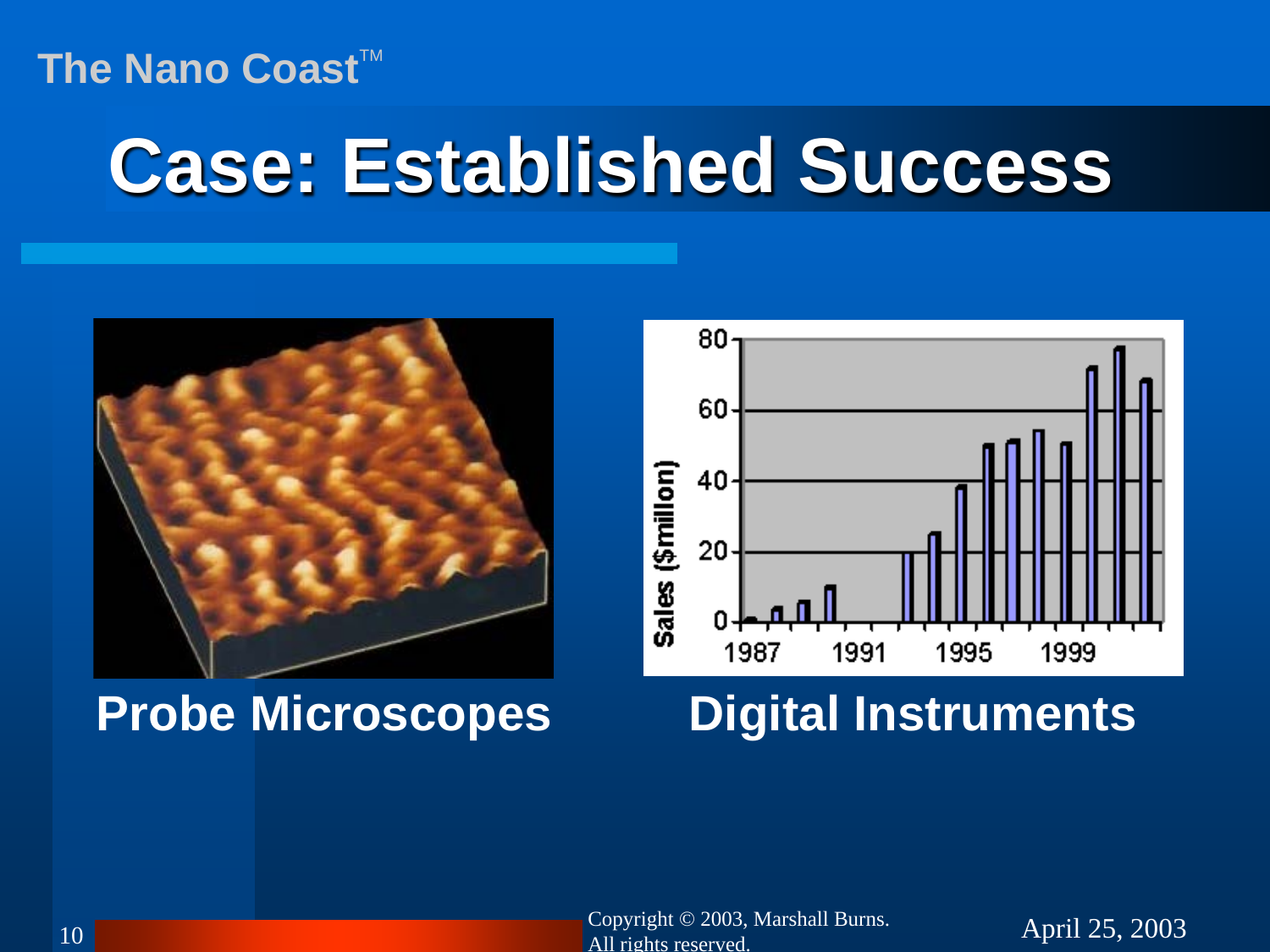# Case: Established Success

**Probe Microscopes**

**Digital Instruments**

Copyright © 2003, Marshall Burns.
All rights reserved.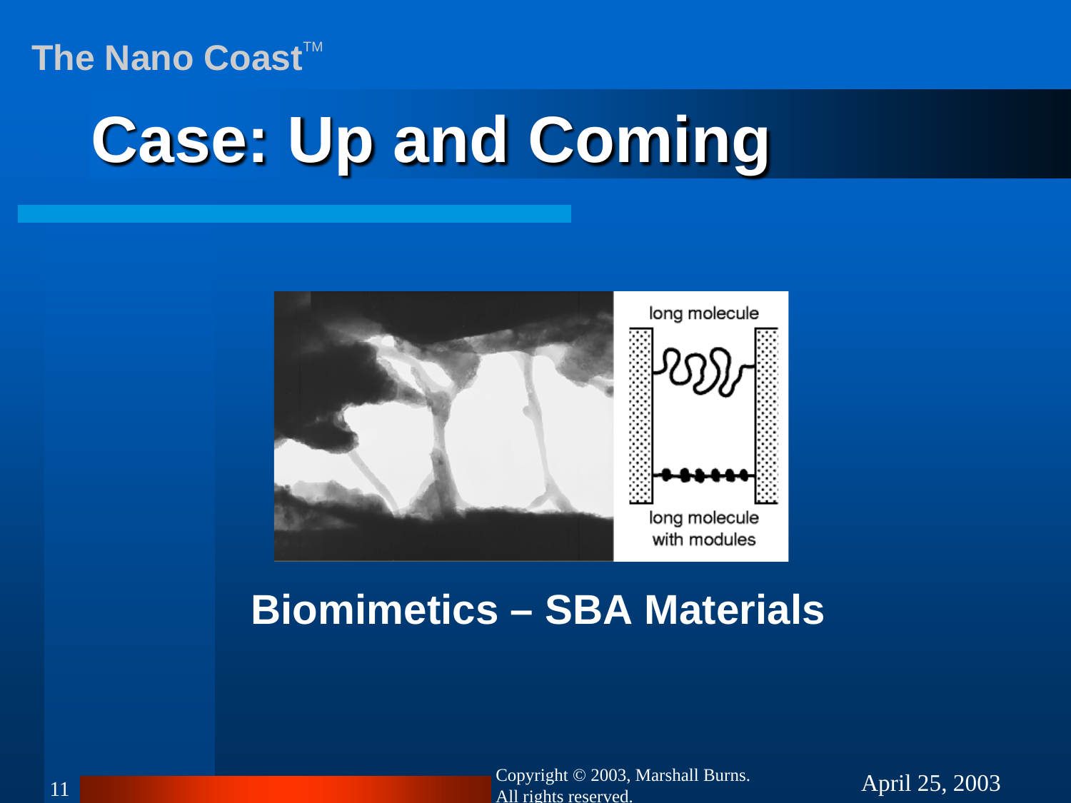# Case: Up and Coming

long molecule

long molecule with modules

**Biomimetics – SBA Materials**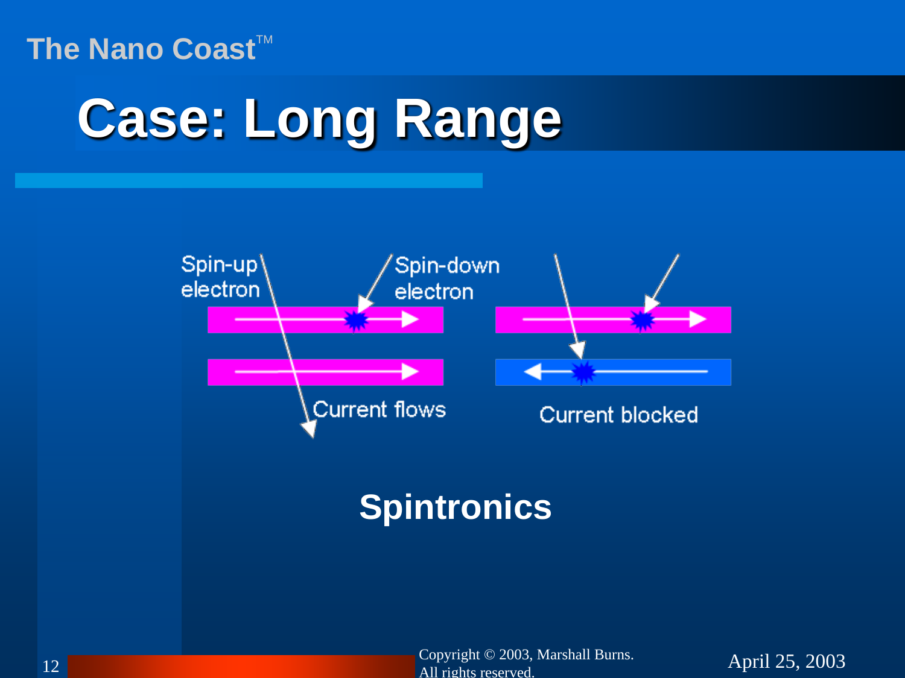# Case: Long Range

Spin-up electron

Spin-down electron

Current flows

Current blocked

**Spintronics**

Copyright © 2003, Marshall Burns. All rights reserved.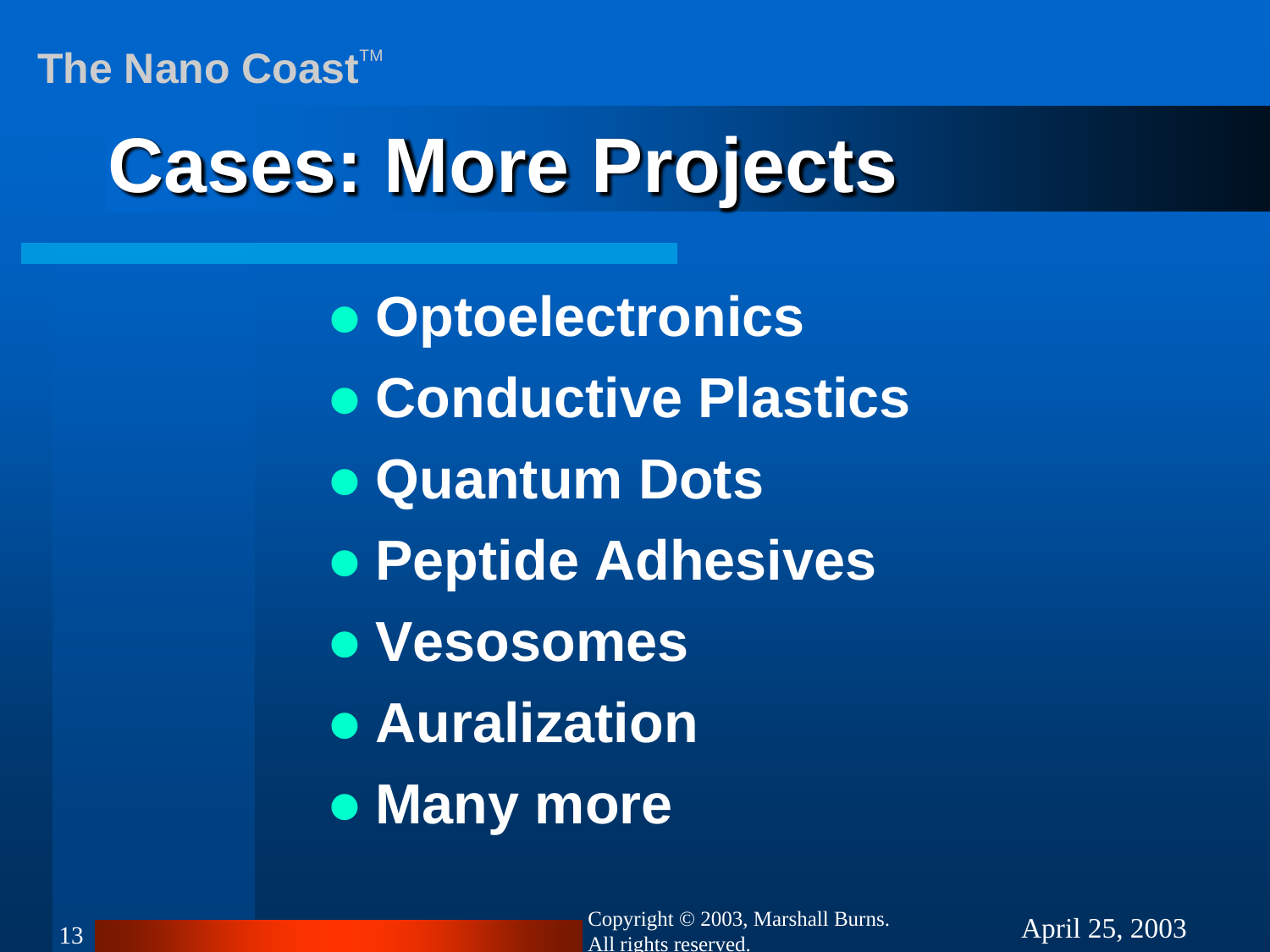# Cases: More Projects

- Optoelectronics
- Conductive Plastics
- Quantum Dots
- Peptide Adhesives
- Vesosomes
- Auralization
- Many more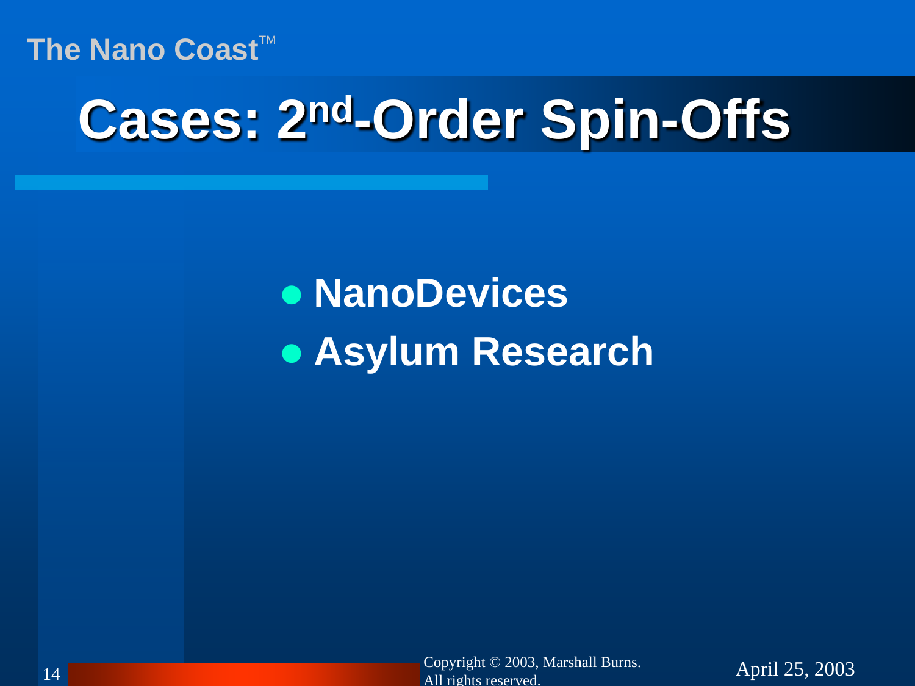# Cases: 2nd-Order Spin-Offs

- NanoDevices
- Asylum Research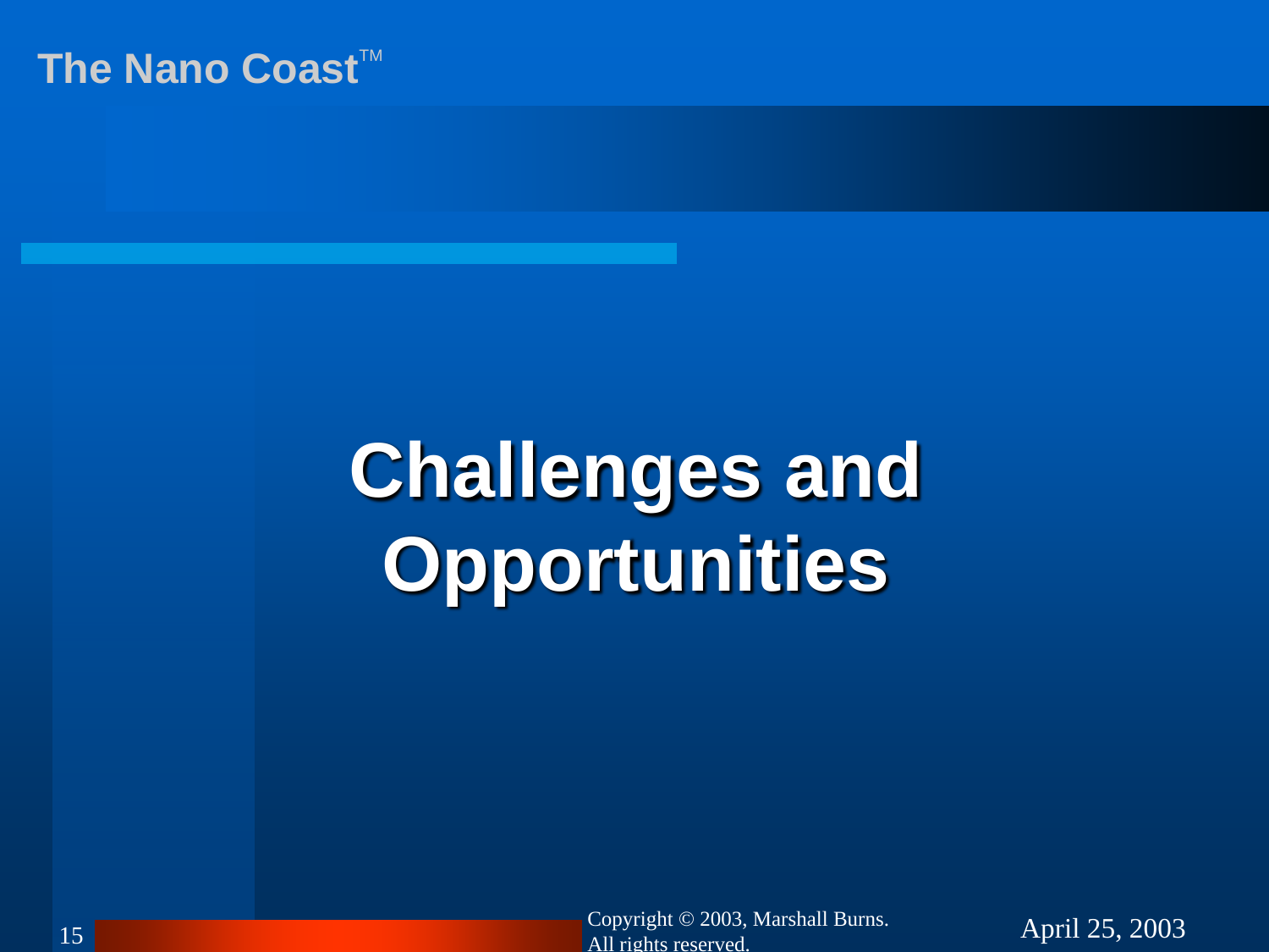# Challenges and Opportunities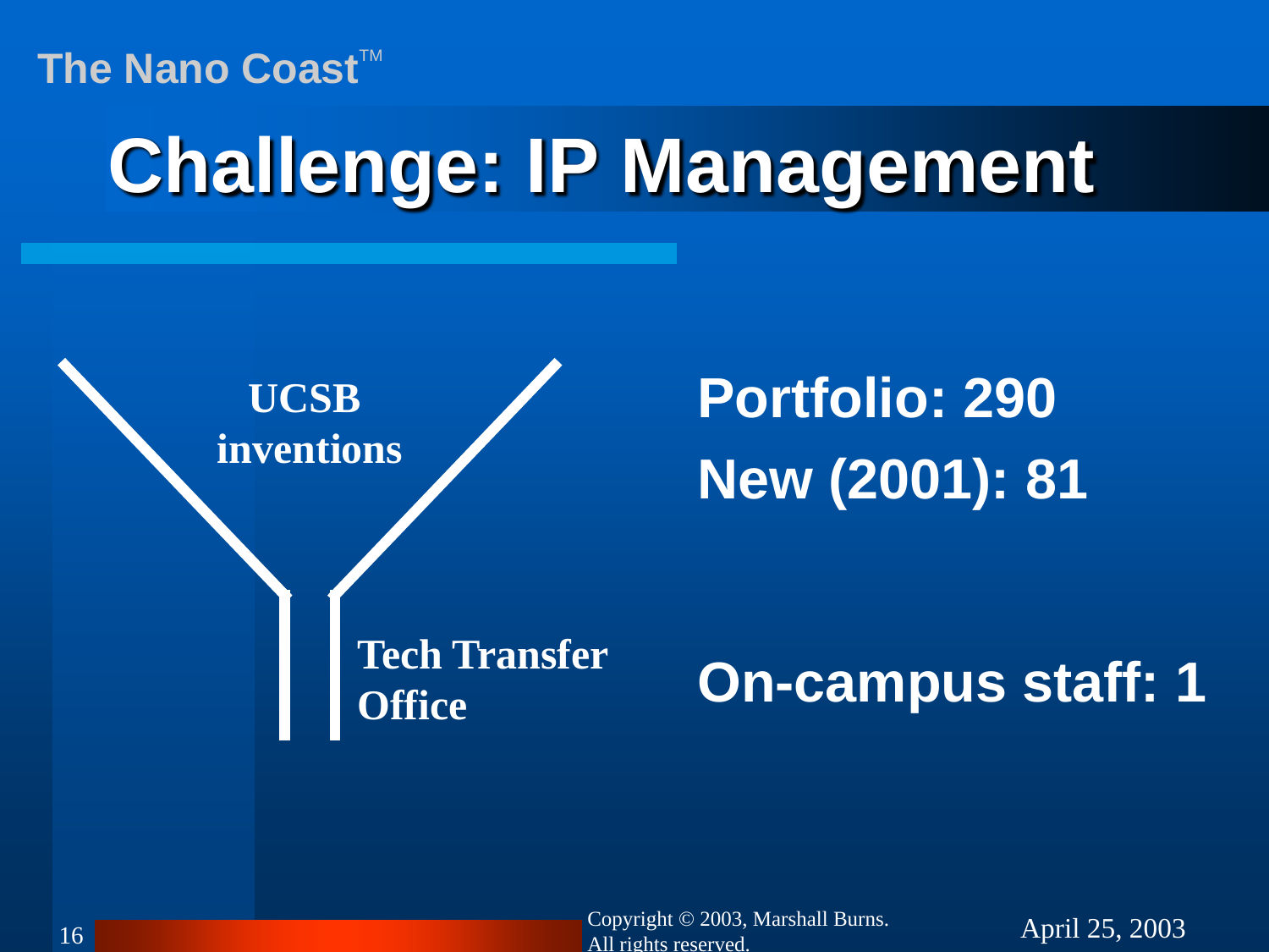# Challenge: IP Management

UCSB inventions

Tech Transfer Office

**Portfolio: 290**

**New (2001): 81**

**On-campus staff: 1**

Copyright © 2003, Marshall Burns. All rights reserved.

April 25, 2003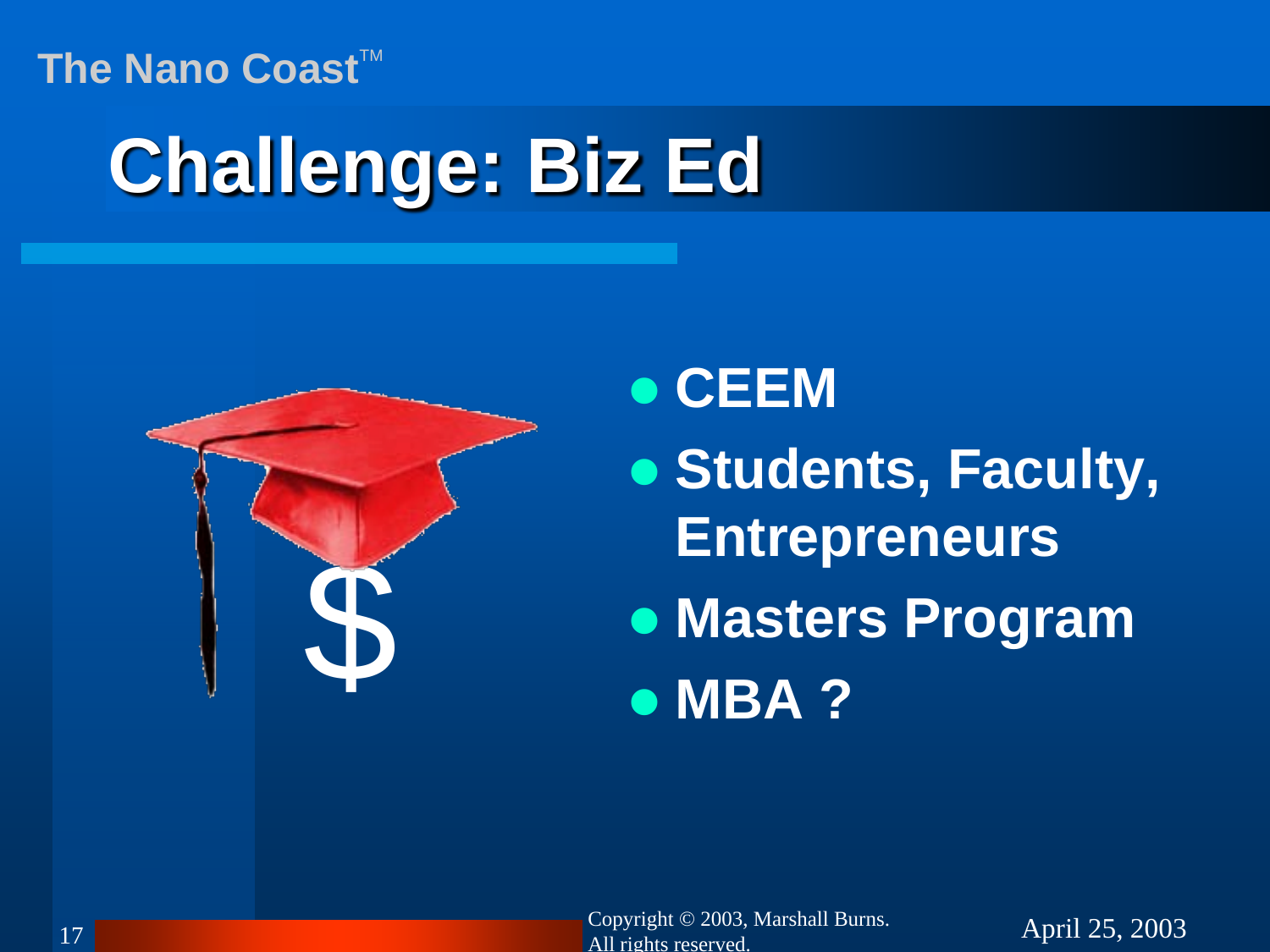# Challenge: Biz Ed

- CEEM
- Students, Faculty, Entrepreneurs
- Masters Program
- MBA ?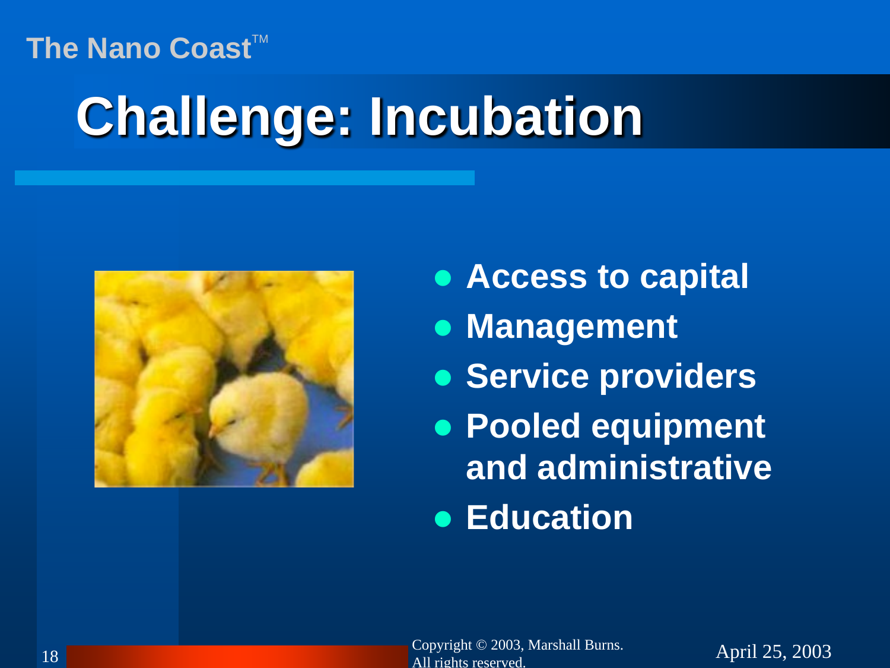# Challenge: Incubation

- Access to capital
- Management
- Service providers
- Pooled equipment and administrative
- Education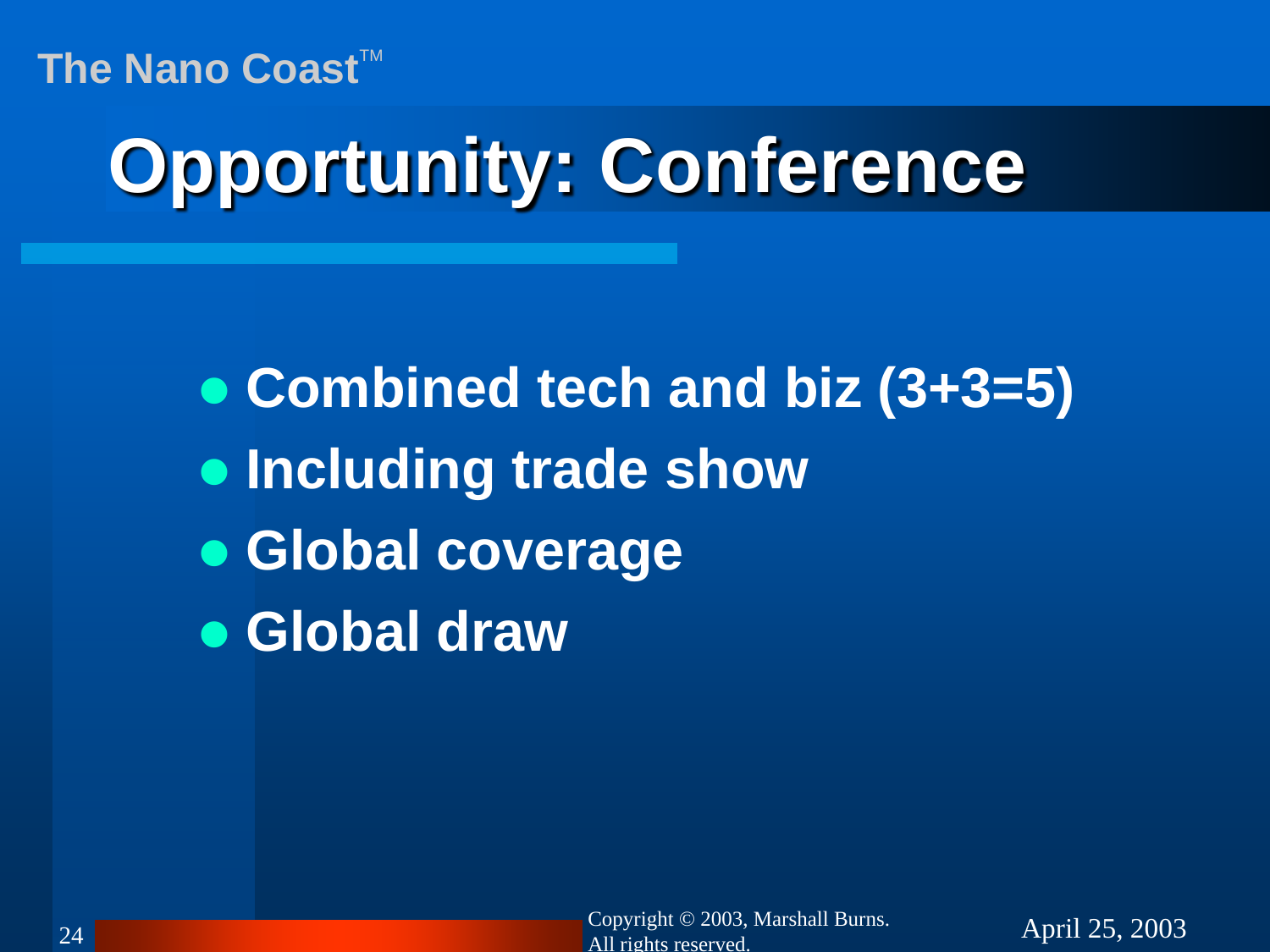# Opportunity: Conference

- Combined tech and biz (3+3=5)
- Including trade show
- Global coverage
- Global draw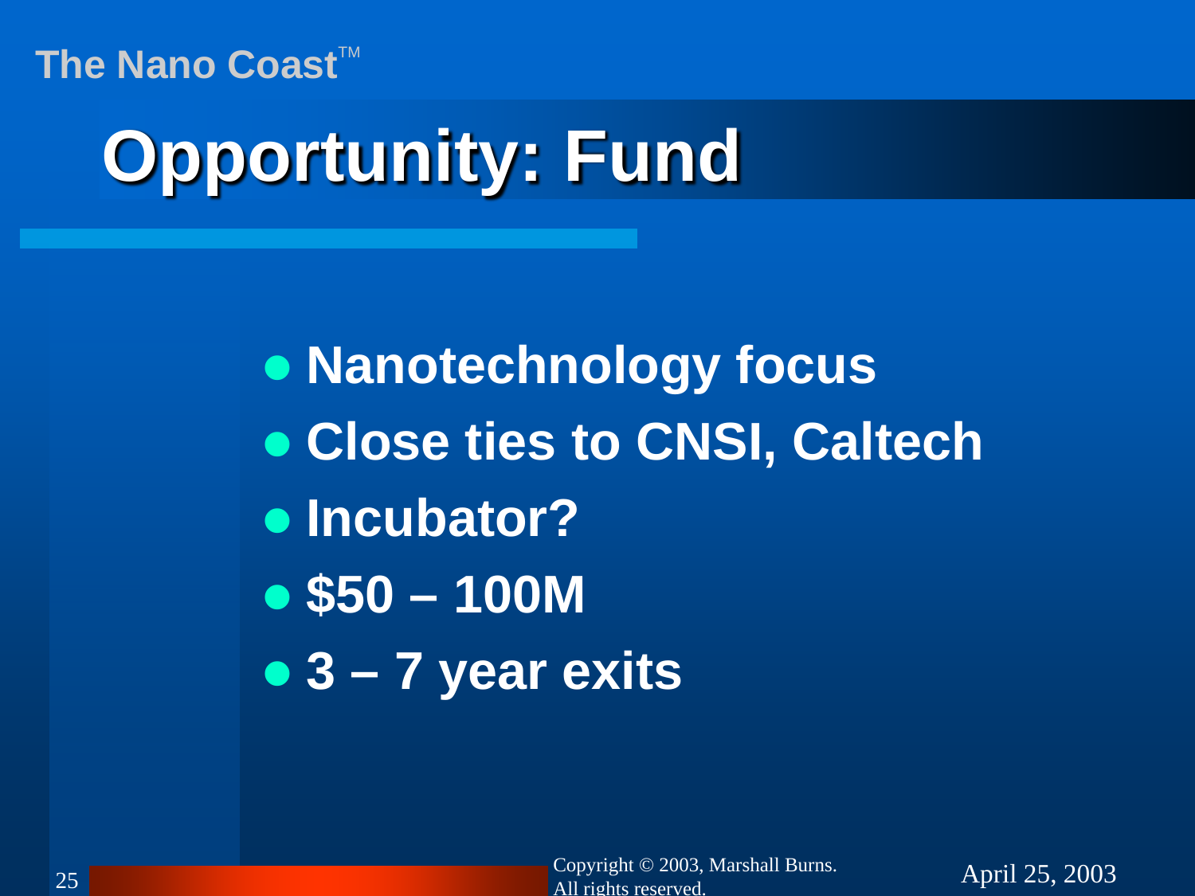# Opportunity: Fund

- **Nanotechnology focus**
- **Close ties to CNSI, Caltech**
- **Incubator?**
- **$50 – 100M**
- **3 – 7 year exits**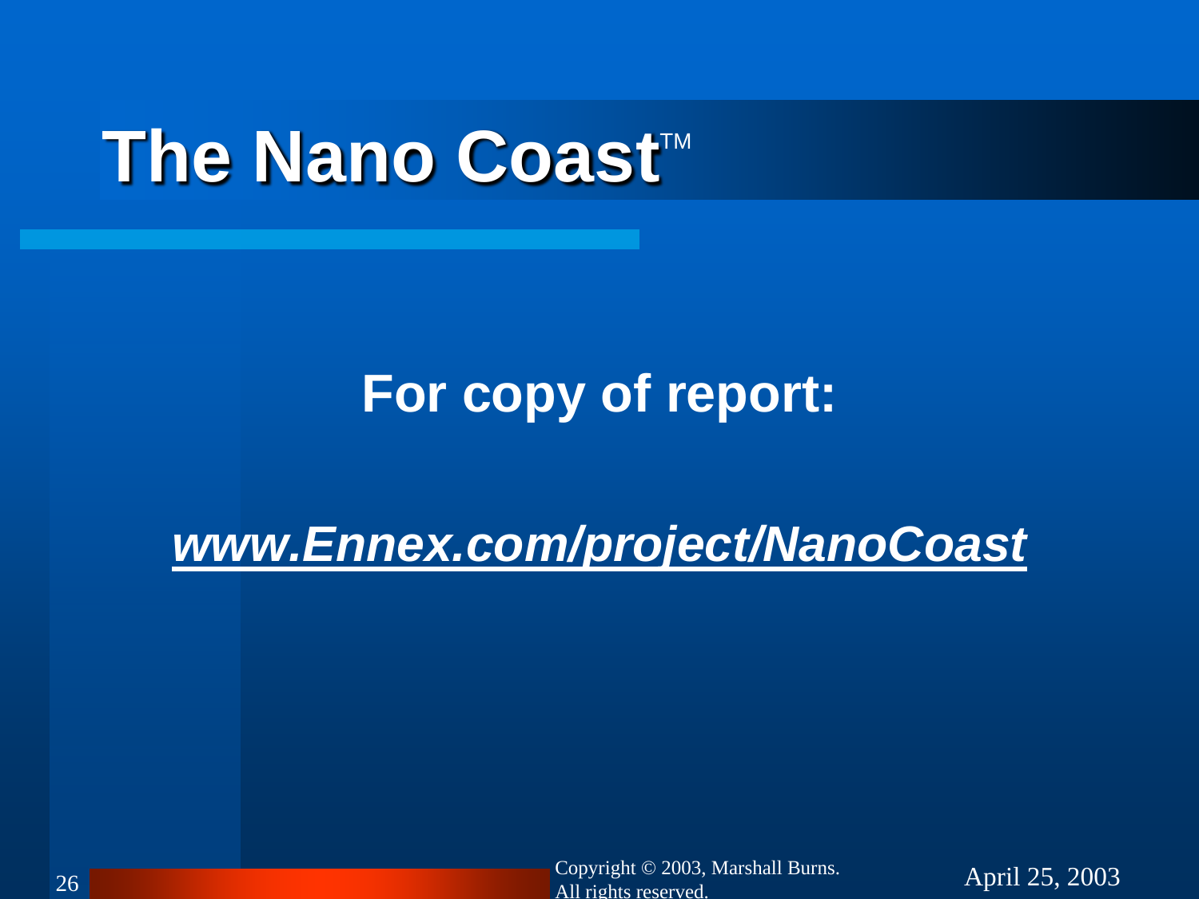# The Nano Coast™

**For copy of report:**

***[www.Ennex.com/project/NanoCoast](http://www.Ennex.com/project/NanoCoast)***

Copyright © 2003, Marshall Burns. All rights reserved.

April 25, 2003